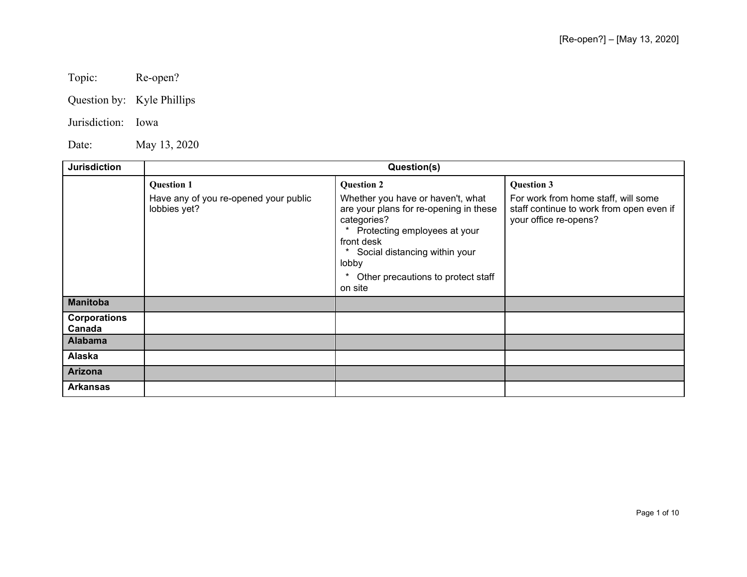Topic: Re-open?

Question by: Kyle Phillips

Jurisdiction: Iowa

Date: May 13, 2020

| Jurisdiction | Question(s) | | |
|---|---|---|---|
| | **Question 1**<br>Have any of you re-opened your public lobbies yet? | **Question 2**<br>Whether you have or haven't, what are your plans for re-opening in these categories?<br>* Protecting employees at your front desk<br>* Social distancing within your lobby<br>* Other precautions to protect staff on site | **Question 3**<br>For work from home staff, will some staff continue to work from open even if your office re-opens? |
| **Manitoba** | | | |
| **Corporations Canada** | | | |
| **Alabama** | | | |
| **Alaska** | | | |
| **Arizona** | | | |
| **Arkansas** | | | |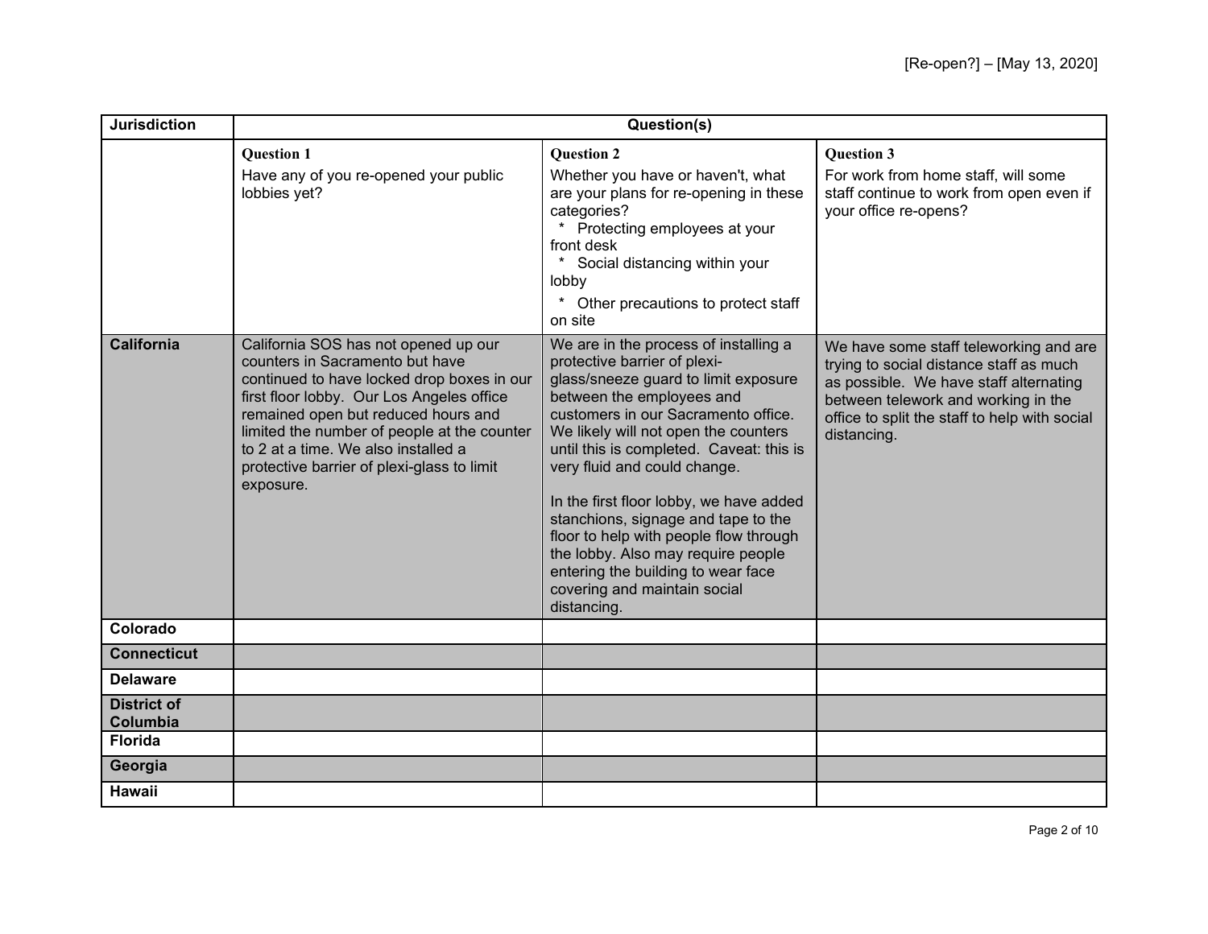| Jurisdiction | Question(s) | | |
|---|---|---|---|
| | **Question 1**<br>Have any of you re-opened your public lobbies yet? | **Question 2**<br>Whether you have or haven't, what are your plans for re-opening in these categories?<br>* Protecting employees at your front desk<br>* Social distancing within your lobby<br>* Other precautions to protect staff on site | **Question 3**<br>For work from home staff, will some staff continue to work from open even if your office re-opens? |
| **California** | California SOS has not opened up our counters in Sacramento but have continued to have locked drop boxes in our first floor lobby. Our Los Angeles office remained open but reduced hours and limited the number of people at the counter to 2 at a time. We also installed a protective barrier of plexi-glass to limit exposure. | We are in the process of installing a protective barrier of plexi-glass/sneeze guard to limit exposure between the employees and customers in our Sacramento office. We likely will not open the counters until this is completed. Caveat: this is very fluid and could change.<br><br>In the first floor lobby, we have added stanchions, signage and tape to the floor to help with people flow through the lobby. Also may require people entering the building to wear face covering and maintain social distancing. | We have some staff teleworking and are trying to social distance staff as much as possible. We have staff alternating between telework and working in the office to split the staff to help with social distancing. |
| **Colorado** | | | |
| **Connecticut** | | | |
| **Delaware** | | | |
| **District of Columbia** | | | |
| **Florida** | | | |
| **Georgia** | | | |
| **Hawaii** | | | |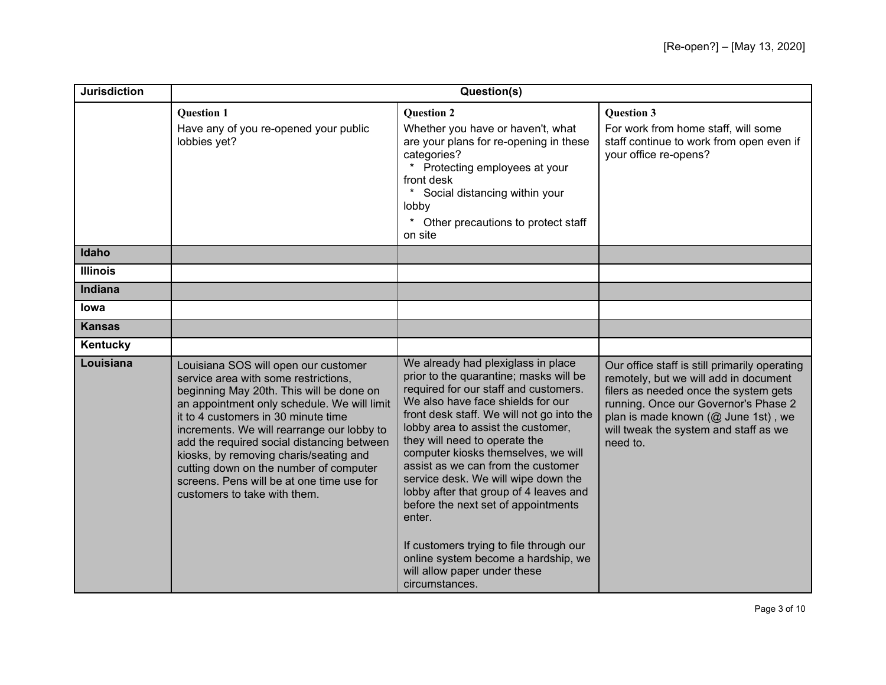| Jurisdiction | Question(s) | | |
|---|---|---|---|
| | **Question 1**<br>Have any of you re-opened your public lobbies yet? | **Question 2**<br>Whether you have or haven't, what are your plans for re-opening in these categories?<br>* Protecting employees at your front desk<br>* Social distancing within your lobby<br>* Other precautions to protect staff on site | **Question 3**<br>For work from home staff, will some staff continue to work from open even if your office re-opens? |
| **Idaho** | | | |
| **Illinois** | | | |
| **Indiana** | | | |
| **Iowa** | | | |
| **Kansas** | | | |
| **Kentucky** | | | |
| **Louisiana** | Louisiana SOS will open our customer service area with some restrictions, beginning May 20th. This will be done on an appointment only schedule. We will limit it to 4 customers in 30 minute time increments. We will rearrange our lobby to add the required social distancing between kiosks, by removing charis/seating and cutting down on the number of computer screens. Pens will be at one time use for customers to take with them. | We already had plexiglass in place prior to the quarantine; masks will be required for our staff and customers. We also have face shields for our front desk staff. We will not go into the lobby area to assist the customer, they will need to operate the computer kiosks themselves, we will assist as we can from the customer service desk. We will wipe down the lobby after that group of 4 leaves and before the next set of appointments enter.<br><br>If customers trying to file through our online system become a hardship, we will allow paper under these circumstances. | Our office staff is still primarily operating remotely, but we will add in document filers as needed once the system gets running. Once our Governor's Phase 2 plan is made known (@ June 1st) , we will tweak the system and staff as we need to. |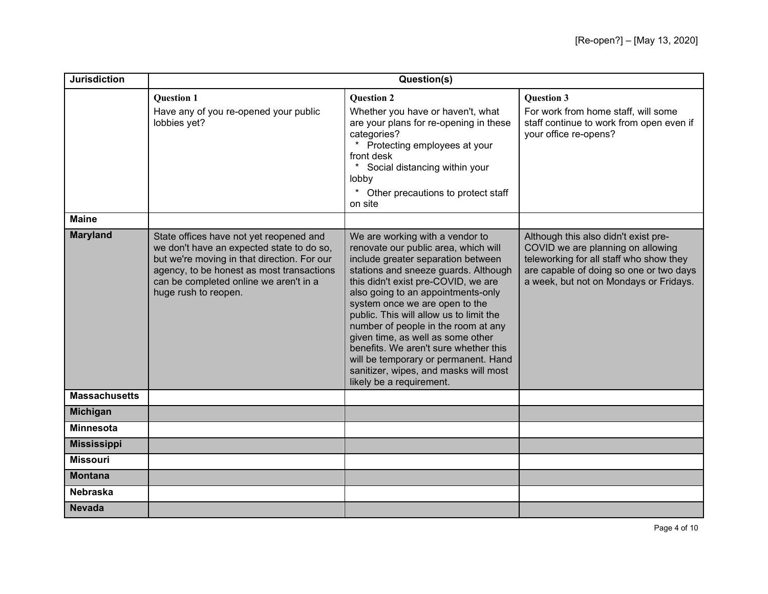| Jurisdiction | Question(s) | | |
|---|---|---|---|
| | **Question 1** Have any of you re-opened your public lobbies yet? | **Question 2** Whether you have or haven't, what are your plans for re-opening in these categories? * Protecting employees at your front desk * Social distancing within your lobby * Other precautions to protect staff on site | **Question 3** For work from home staff, will some staff continue to work from open even if your office re-opens? |
| **Maine** | | | |
| **Maryland** | State offices have not yet reopened and we don't have an expected state to do so, but we're moving in that direction. For our agency, to be honest as most transactions can be completed online we aren't in a huge rush to reopen. | We are working with a vendor to renovate our public area, which will include greater separation between stations and sneeze guards. Although this didn't exist pre-COVID, we are also going to an appointments-only system once we are open to the public. This will allow us to limit the number of people in the room at any given time, as well as some other benefits. We aren't sure whether this will be temporary or permanent. Hand sanitizer, wipes, and masks will most likely be a requirement. | Although this also didn't exist pre-COVID we are planning on allowing teleworking for all staff who show they are capable of doing so one or two days a week, but not on Mondays or Fridays. |
| **Massachusetts** | | | |
| **Michigan** | | | |
| **Minnesota** | | | |
| **Mississippi** | | | |
| **Missouri** | | | |
| **Montana** | | | |
| **Nebraska** | | | |
| **Nevada** | | | |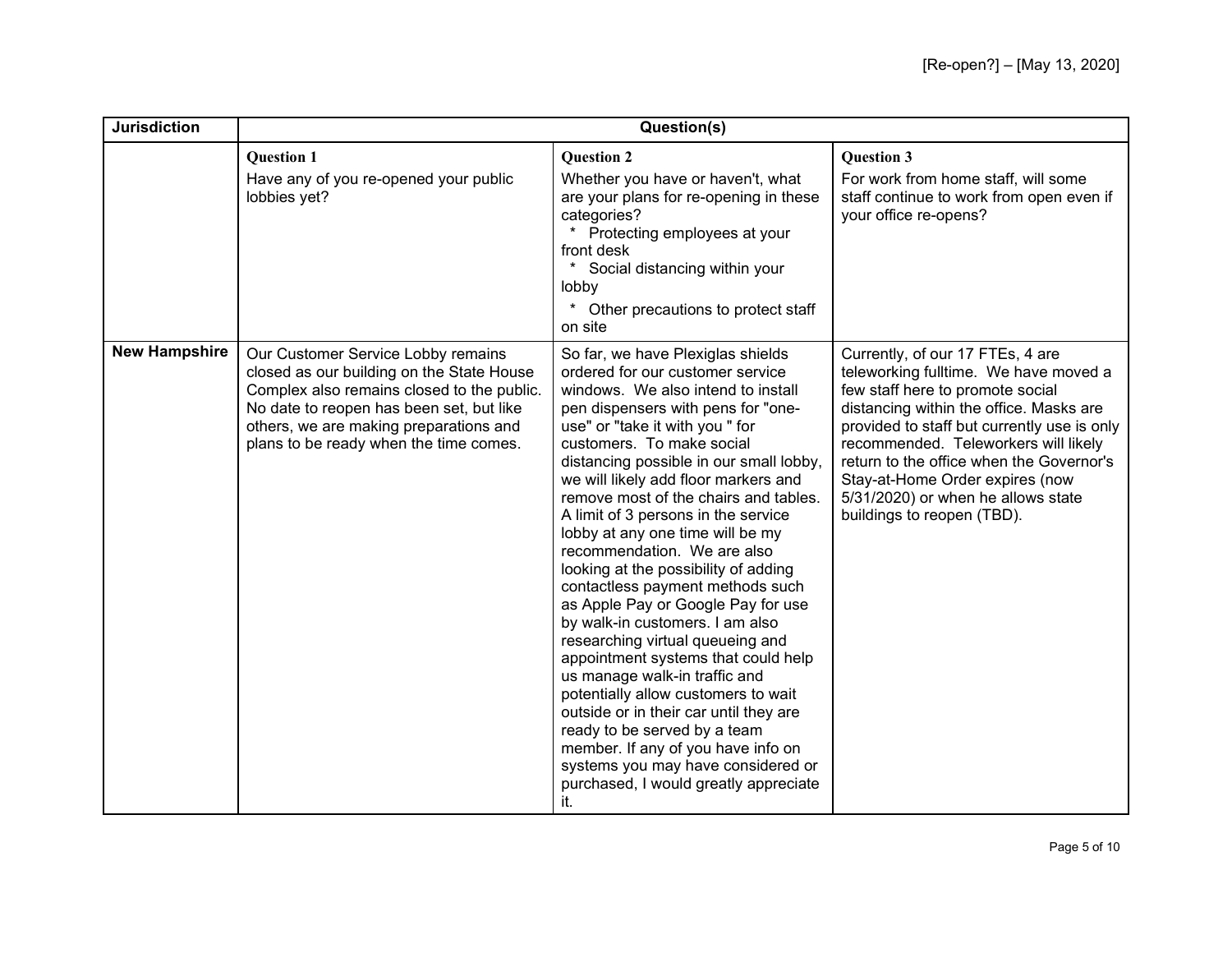| Jurisdiction | Question(s) | | |
|---|---|---|---|
| | **Question 1**<br>Have any of you re-opened your public lobbies yet? | **Question 2**<br>Whether you have or haven't, what are your plans for re-opening in these categories?<br>* Protecting employees at your front desk<br>* Social distancing within your lobby<br>* Other precautions to protect staff on site | **Question 3**<br>For work from home staff, will some staff continue to work from open even if your office re-opens? |
| **New Hampshire** | Our Customer Service Lobby remains closed as our building on the State House Complex also remains closed to the public. No date to reopen has been set, but like others, we are making preparations and plans to be ready when the time comes. | So far, we have Plexiglas shields ordered for our customer service windows. We also intend to install pen dispensers with pens for "one-use" or "take it with you " for customers. To make social distancing possible in our small lobby, we will likely add floor markers and remove most of the chairs and tables. A limit of 3 persons in the service lobby at any one time will be my recommendation. We are also looking at the possibility of adding contactless payment methods such as Apple Pay or Google Pay for use by walk-in customers. I am also researching virtual queueing and appointment systems that could help us manage walk-in traffic and potentially allow customers to wait outside or in their car until they are ready to be served by a team member. If any of you have info on systems you may have considered or purchased, I would greatly appreciate it. | Currently, of our 17 FTEs, 4 are teleworking fulltime. We have moved a few staff here to promote social distancing within the office. Masks are provided to staff but currently use is only recommended. Teleworkers will likely return to the office when the Governor's Stay-at-Home Order expires (now 5/31/2020) or when he allows state buildings to reopen (TBD). |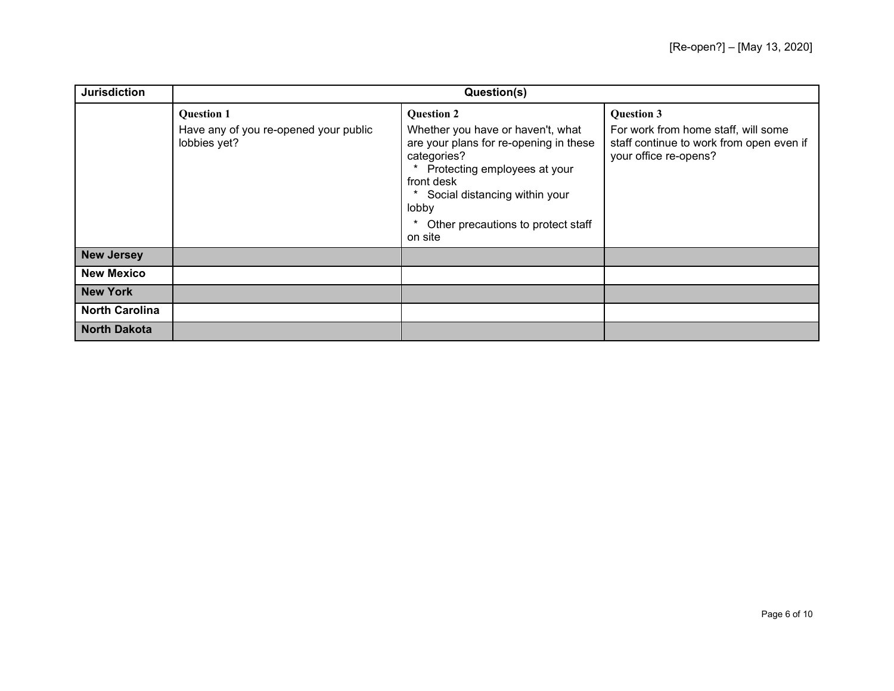| Jurisdiction | Question(s) | | |
|---|---|---|---|
| | **Question 1**<br>Have any of you re-opened your public lobbies yet? | **Question 2**<br>Whether you have or haven't, what are your plans for re-opening in these categories?<br>* Protecting employees at your front desk<br>* Social distancing within your lobby<br>* Other precautions to protect staff on site | **Question 3**<br>For work from home staff, will some staff continue to work from open even if your office re-opens? |
| **New Jersey** | | | |
| **New Mexico** | | | |
| **New York** | | | |
| **North Carolina** | | | |
| **North Dakota** | | | |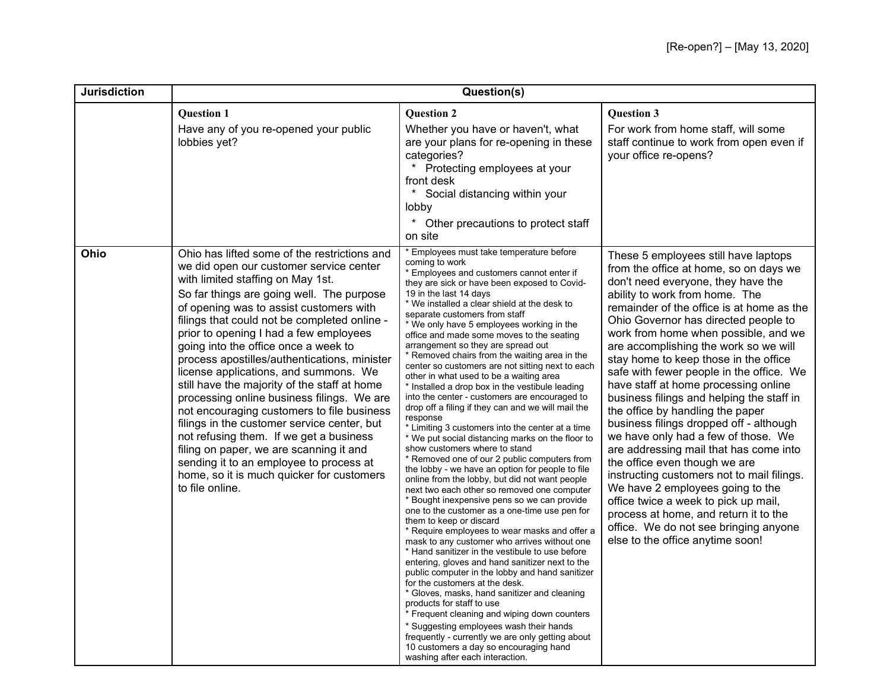| Jurisdiction | Question(s) | | |
|---|---|---|---|
| | **Question 1**<br>Have any of you re-opened your public lobbies yet? | **Question 2**<br>Whether you have or haven't, what are your plans for re-opening in these categories?<br>* Protecting employees at your front desk<br>* Social distancing within your lobby<br>* Other precautions to protect staff on site | **Question 3**<br>For work from home staff, will some staff continue to work from open even if your office re-opens? |
| **Ohio** | Ohio has lifted some of the restrictions and we did open our customer service center with limited staffing on May 1st.<br>So far things are going well. The purpose of opening was to assist customers with filings that could not be completed online - prior to opening I had a few employees going into the office once a week to process apostilles/authentications, minister license applications, and summons. We still have the majority of the staff at home processing online business filings. We are not encouraging customers to file business filings in the customer service center, but not refusing them. If we get a business filing on paper, we are scanning it and sending it to an employee to process at home, so it is much quicker for customers to file online. | * Employees must take temperature before coming to work<br>* Employees and customers cannot enter if they are sick or have been exposed to Covid-19 in the last 14 days<br>* We installed a clear shield at the desk to separate customers from staff<br>* We only have 5 employees working in the office and made some moves to the seating arrangement so they are spread out<br>* Removed chairs from the waiting area in the center so customers are not sitting next to each other in what used to be a waiting area<br>* Installed a drop box in the vestibule leading into the center - customers are encouraged to drop off a filing if they can and we will mail the response<br>* Limiting 3 customers into the center at a time<br>* We put social distancing marks on the floor to show customers where to stand<br>* Removed one of our 2 public computers from the lobby - we have an option for people to file online from the lobby, but did not want people next two each other so removed one computer<br>* Bought inexpensive pens so we can provide one to the customer as a one-time use pen for them to keep or discard<br>* Require employees to wear masks and offer a mask to any customer who arrives without one<br>* Hand sanitizer in the vestibule to use before entering, gloves and hand sanitizer next to the public computer in the lobby and hand sanitizer for the customers at the desk.<br>* Gloves, masks, hand sanitizer and cleaning products for staff to use<br>* Frequent cleaning and wiping down counters<br>* Suggesting employees wash their hands frequently - currently we are only getting about 10 customers a day so encouraging hand washing after each interaction. | These 5 employees still have laptops from the office at home, so on days we don't need everyone, they have the ability to work from home. The remainder of the office is at home as the Ohio Governor has directed people to work from home when possible, and we are accomplishing the work so we will stay home to keep those in the office safe with fewer people in the office. We have staff at home processing online business filings and helping the staff in the office by handling the paper business filings dropped off - although we have only had a few of those. We are addressing mail that has come into the office even though we are instructing customers not to mail filings. We have 2 employees going to the office twice a week to pick up mail, process at home, and return it to the office. We do not see bringing anyone else to the office anytime soon! |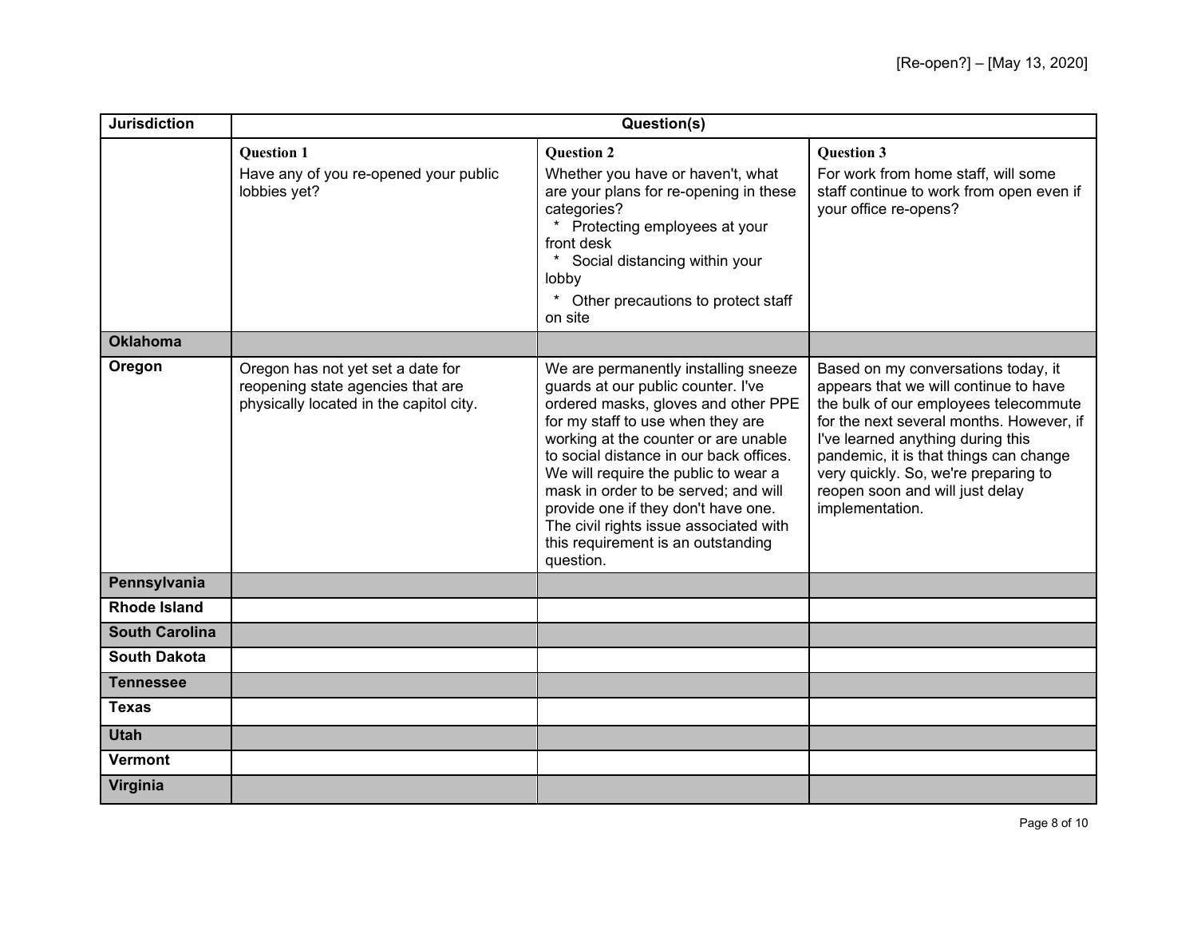| Jurisdiction | Question(s) | | |
|---|---|---|---|
| | **Question 1** Have any of you re-opened your public lobbies yet? | **Question 2** Whether you have or haven't, what are your plans for re-opening in these categories? * Protecting employees at your front desk * Social distancing within your lobby * Other precautions to protect staff on site | **Question 3** For work from home staff, will some staff continue to work from open even if your office re-opens? |
| **Oklahoma** | | | |
| **Oregon** | Oregon has not yet set a date for reopening state agencies that are physically located in the capitol city. | We are permanently installing sneeze guards at our public counter. I've ordered masks, gloves and other PPE for my staff to use when they are working at the counter or are unable to social distance in our back offices. We will require the public to wear a mask in order to be served; and will provide one if they don't have one. The civil rights issue associated with this requirement is an outstanding question. | Based on my conversations today, it appears that we will continue to have the bulk of our employees telecommute for the next several months. However, if I've learned anything during this pandemic, it is that things can change very quickly. So, we're preparing to reopen soon and will just delay implementation. |
| **Pennsylvania** | | | |
| **Rhode Island** | | | |
| **South Carolina** | | | |
| **South Dakota** | | | |
| **Tennessee** | | | |
| **Texas** | | | |
| **Utah** | | | |
| **Vermont** | | | |
| **Virginia** | | | |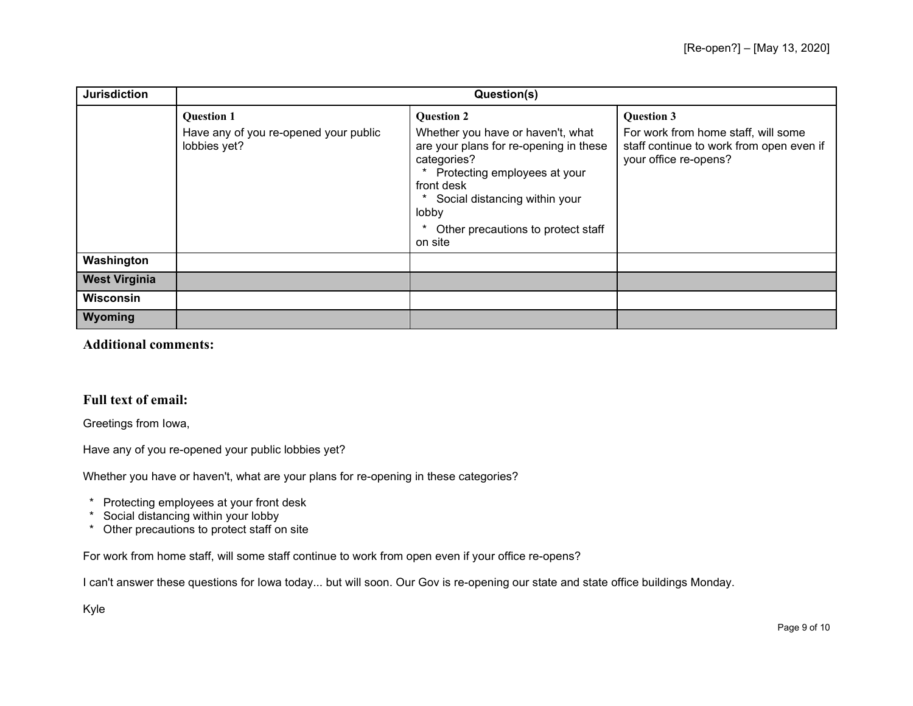| Jurisdiction | Question(s) | | |
|---|---|---|---|
| | **Question 1**<br>Have any of you re-opened your public lobbies yet? | **Question 2**<br>Whether you have or haven't, what are your plans for re-opening in these categories?<br>* Protecting employees at your front desk<br>* Social distancing within your lobby<br>* Other precautions to protect staff on site | **Question 3**<br>For work from home staff, will some staff continue to work from open even if your office re-opens? |
| **Washington** | | | |
| **West Virginia** | | | |
| **Wisconsin** | | | |
| **Wyoming** | | | |

### Additional comments:

### Full text of email:

Greetings from Iowa,

Have any of you re-opened your public lobbies yet?

Whether you have or haven't, what are your plans for re-opening in these categories?

* Protecting employees at your front desk
* Social distancing within your lobby
* Other precautions to protect staff on site

For work from home staff, will some staff continue to work from open even if your office re-opens?

I can't answer these questions for Iowa today... but will soon. Our Gov is re-opening our state and state office buildings Monday.

Kyle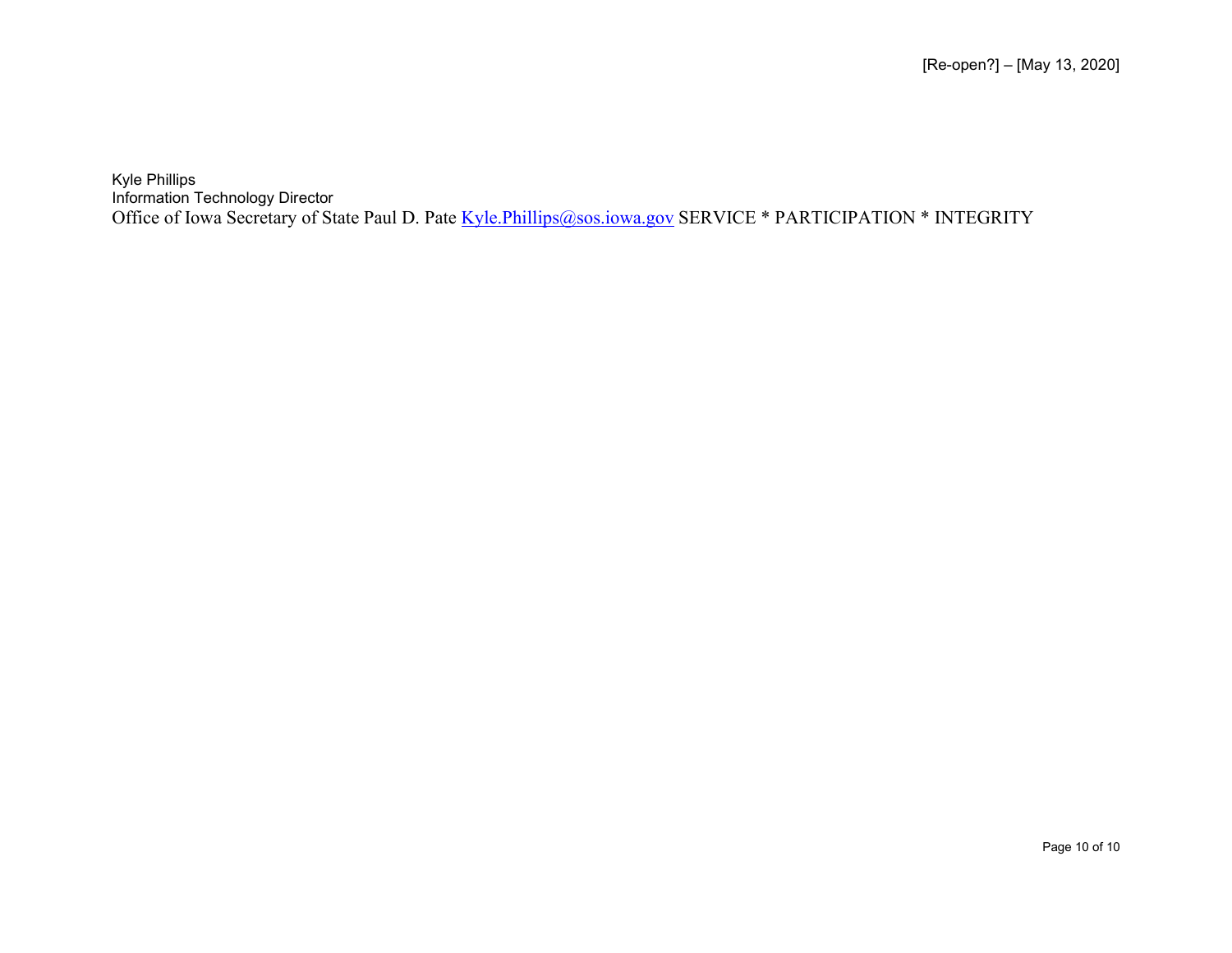Kyle Phillips
Information Technology Director
Office of Iowa Secretary of State Paul D. Pate [Kyle.Phillips@sos.iowa.gov](mailto:Kyle.Phillips@sos.iowa.gov) SERVICE * PARTICIPATION * INTEGRITY